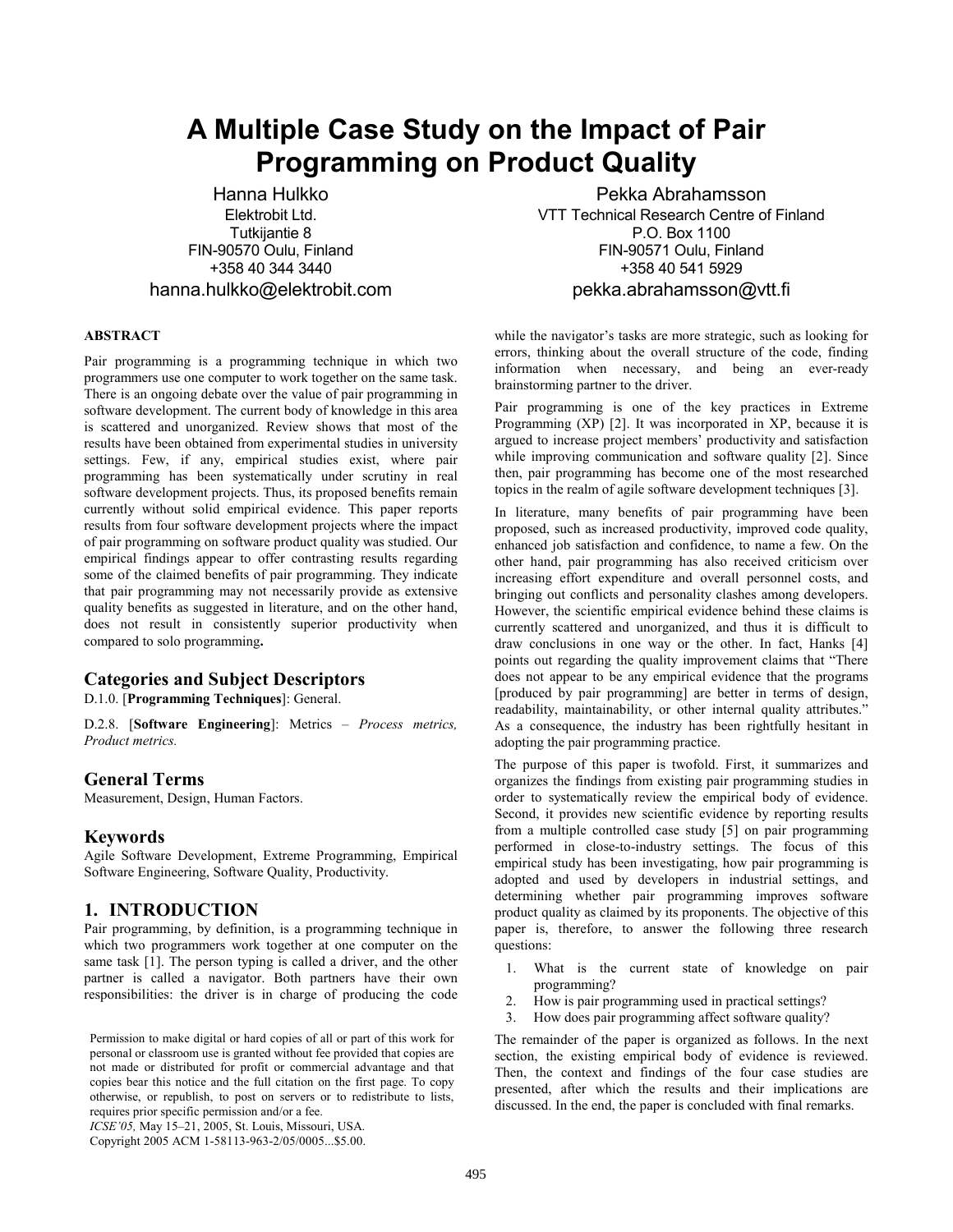# A Multiple Case Study on the Impact of Pair Programming on Product Quality

Hanna Hulkko
Elektrobit Ltd.
Tutkijantie 8
FIN-90570 Oulu, Finland
+358 40 344 3440
hanna.hulkko@elektrobit.com

Pekka Abrahamsson
VTT Technical Research Centre of Finland
P.O. Box 1100
FIN-90571 Oulu, Finland
+358 40 541 5929
pekka.abrahamsson@vtt.fi

**ABSTRACT**

Pair programming is a programming technique in which two programmers use one computer to work together on the same task. There is an ongoing debate over the value of pair programming in software development. The current body of knowledge in this area is scattered and unorganized. Review shows that most of the results have been obtained from experimental studies in university settings. Few, if any, empirical studies exist, where pair programming has been systematically under scrutiny in real software development projects. Thus, its proposed benefits remain currently without solid empirical evidence. This paper reports results from four software development projects where the impact of pair programming on software product quality was studied. Our empirical findings appear to offer contrasting results regarding some of the claimed benefits of pair programming. They indicate that pair programming may not necessarily provide as extensive quality benefits as suggested in literature, and on the other hand, does not result in consistently superior productivity when compared to solo programming**.**

## Categories and Subject Descriptors

D.1.0. [**Programming Techniques**]: General.

D.2.8. [**Software Engineering**]: Metrics – *Process metrics, Product metrics.*

## General Terms

Measurement, Design, Human Factors.

## Keywords

Agile Software Development, Extreme Programming, Empirical Software Engineering, Software Quality, Productivity.

## 1. INTRODUCTION

Pair programming, by definition, is a programming technique in which two programmers work together at one computer on the same task [1]. The person typing is called a driver, and the other partner is called a navigator. Both partners have their own responsibilities: the driver is in charge of producing the code while the navigator's tasks are more strategic, such as looking for errors, thinking about the overall structure of the code, finding information when necessary, and being an ever-ready brainstorming partner to the driver.

Pair programming is one of the key practices in Extreme Programming (XP) [2]. It was incorporated in XP, because it is argued to increase project members' productivity and satisfaction while improving communication and software quality [2]. Since then, pair programming has become one of the most researched topics in the realm of agile software development techniques [3].

In literature, many benefits of pair programming have been proposed, such as increased productivity, improved code quality, enhanced job satisfaction and confidence, to name a few. On the other hand, pair programming has also received criticism over increasing effort expenditure and overall personnel costs, and bringing out conflicts and personality clashes among developers. However, the scientific empirical evidence behind these claims is currently scattered and unorganized, and thus it is difficult to draw conclusions in one way or the other. In fact, Hanks [4] points out regarding the quality improvement claims that "There does not appear to be any empirical evidence that the programs [produced by pair programming] are better in terms of design, readability, maintainability, or other internal quality attributes." As a consequence, the industry has been rightfully hesitant in adopting the pair programming practice.

The purpose of this paper is twofold. First, it summarizes and organizes the findings from existing pair programming studies in order to systematically review the empirical body of evidence. Second, it provides new scientific evidence by reporting results from a multiple controlled case study [5] on pair programming performed in close-to-industry settings. The focus of this empirical study has been investigating, how pair programming is adopted and used by developers in industrial settings, and determining whether pair programming improves software product quality as claimed by its proponents. The objective of this paper is, therefore, to answer the following three research questions:

1. What is the current state of knowledge on pair programming?
2. How is pair programming used in practical settings?
3. How does pair programming affect software quality?

The remainder of the paper is organized as follows. In the next section, the existing empirical body of evidence is reviewed. Then, the context and findings of the four case studies are presented, after which the results and their implications are discussed. In the end, the paper is concluded with final remarks.

Permission to make digital or hard copies of all or part of this work for personal or classroom use is granted without fee provided that copies are not made or distributed for profit or commercial advantage and that copies bear this notice and the full citation on the first page. To copy otherwise, or republish, to post on servers or to redistribute to lists, requires prior specific permission and/or a fee.
*ICSE'05,* May 15–21, 2005, St. Louis, Missouri, USA.
Copyright 2005 ACM 1-58113-963-2/05/0005...$5.00.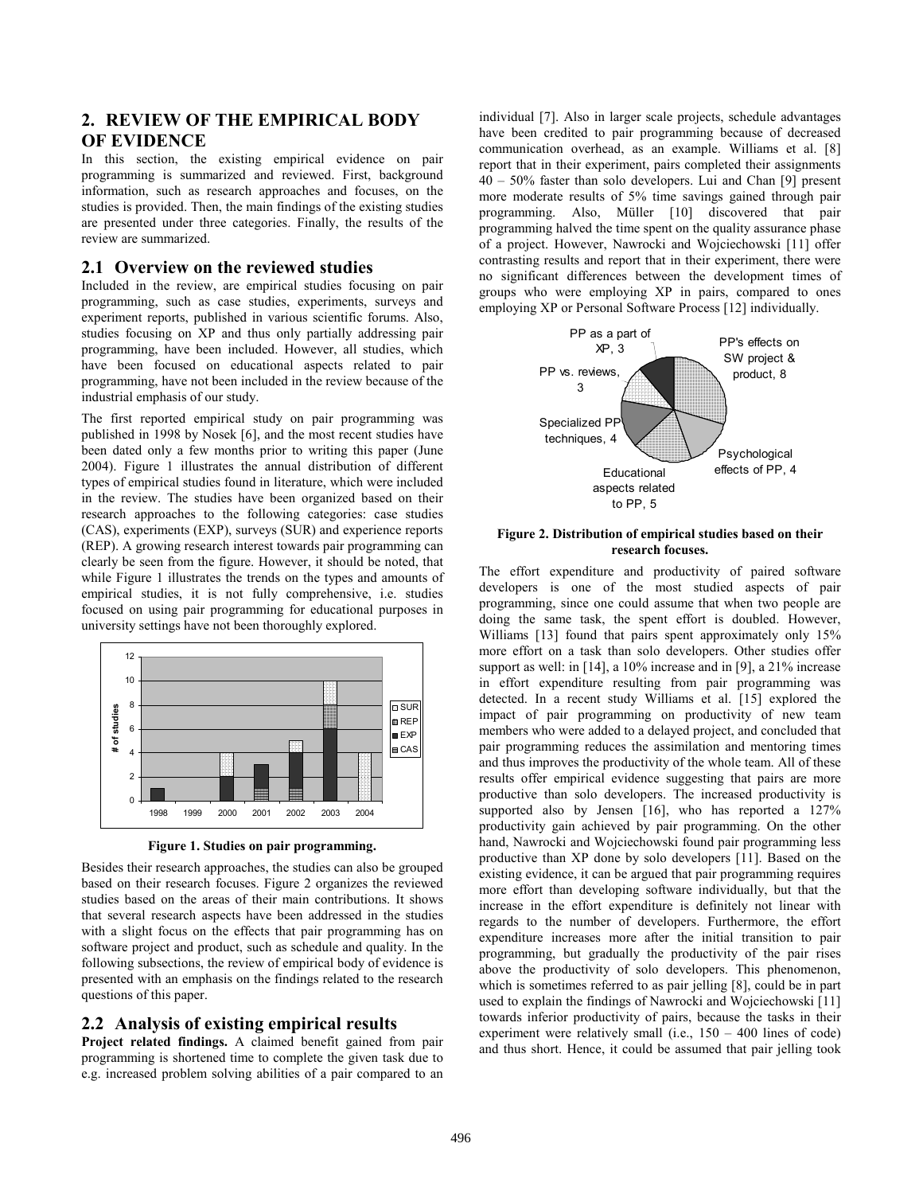## 2. REVIEW OF THE EMPIRICAL BODY OF EVIDENCE

In this section, the existing empirical evidence on pair programming is summarized and reviewed. First, background information, such as research approaches and focuses, on the studies is provided. Then, the main findings of the existing studies are presented under three categories. Finally, the results of the review are summarized.

### 2.1 Overview on the reviewed studies

Included in the review, are empirical studies focusing on pair programming, such as case studies, experiments, surveys and experiment reports, published in various scientific forums. Also, studies focusing on XP and thus only partially addressing pair programming, have been included. However, all studies, which have been focused on educational aspects related to pair programming, have not been included in the review because of the industrial emphasis of our study.

The first reported empirical study on pair programming was published in 1998 by Nosek [6], and the most recent studies have been dated only a few months prior to writing this paper (June 2004). Figure 1 illustrates the annual distribution of different types of empirical studies found in literature, which were included in the review. The studies have been organized based on their research approaches to the following categories: case studies (CAS), experiments (EXP), surveys (SUR) and experience reports (REP). A growing research interest towards pair programming can clearly be seen from the figure. However, it should be noted, that while Figure 1 illustrates the trends on the types and amounts of empirical studies, it is not fully comprehensive, i.e. studies focused on using pair programming for educational purposes in university settings have not been thoroughly explored.

**Figure 1. Studies on pair programming.**

Besides their research approaches, the studies can also be grouped based on their research focuses. Figure 2 organizes the reviewed studies based on the areas of their main contributions. It shows that several research aspects have been addressed in the studies with a slight focus on the effects that pair programming has on software project and product, such as schedule and quality. In the following subsections, the review of empirical body of evidence is presented with an emphasis on the findings related to the research questions of this paper.

### 2.2 Analysis of existing empirical results

**Project related findings.** A claimed benefit gained from pair programming is shortened time to complete the given task due to e.g. increased problem solving abilities of a pair compared to an individual [7]. Also in larger scale projects, schedule advantages have been credited to pair programming because of decreased communication overhead, as an example. Williams et al. [8] report that in their experiment, pairs completed their assignments 40 – 50% faster than solo developers. Lui and Chan [9] present more moderate results of 5% time savings gained through pair programming. Also, Müller [10] discovered that pair programming halved the time spent on the quality assurance phase of a project. However, Nawrocki and Wojciechowski [11] offer contrasting results and report that in their experiment, there were no significant differences between the development times of groups who were employing XP in pairs, compared to ones employing XP or Personal Software Process [12] individually.

**Figure 2. Distribution of empirical studies based on their research focuses.**

The effort expenditure and productivity of paired software developers is one of the most studied aspects of pair programming, since one could assume that when two people are doing the same task, the spent effort is doubled. However, Williams [13] found that pairs spent approximately only 15% more effort on a task than solo developers. Other studies offer support as well: in [14], a 10% increase and in [9], a 21% increase in effort expenditure resulting from pair programming was detected. In a recent study Williams et al. [15] explored the impact of pair programming on productivity of new team members who were added to a delayed project, and concluded that pair programming reduces the assimilation and mentoring times and thus improves the productivity of the whole team. All of these results offer empirical evidence suggesting that pairs are more productive than solo developers. The increased productivity is supported also by Jensen [16], who has reported a 127% productivity gain achieved by pair programming. On the other hand, Nawrocki and Wojciechowski found pair programming less productive than XP done by solo developers [11]. Based on the existing evidence, it can be argued that pair programming requires more effort than developing software individually, but that the increase in the effort expenditure is definitely not linear with regards to the number of developers. Furthermore, the effort expenditure increases more after the initial transition to pair programming, but gradually the productivity of the pair rises above the productivity of solo developers. This phenomenon, which is sometimes referred to as pair jelling [8], could be in part used to explain the findings of Nawrocki and Wojciechowski [11] towards inferior productivity of pairs, because the tasks in their experiment were relatively small (i.e., 150 – 400 lines of code) and thus short. Hence, it could be assumed that pair jelling took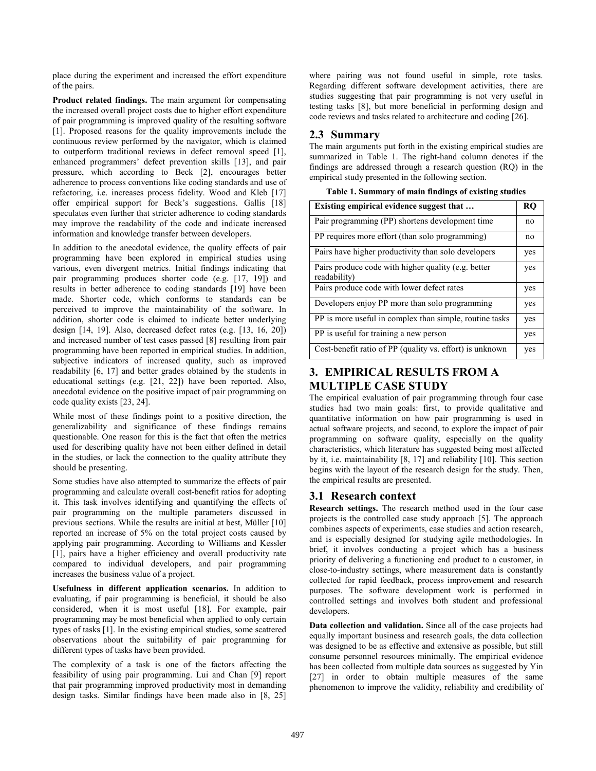place during the experiment and increased the effort expenditure of the pairs.

**Product related findings.** The main argument for compensating the increased overall project costs due to higher effort expenditure of pair programming is improved quality of the resulting software [1]. Proposed reasons for the quality improvements include the continuous review performed by the navigator, which is claimed to outperform traditional reviews in defect removal speed [1], enhanced programmers' defect prevention skills [13], and pair pressure, which according to Beck [2], encourages better adherence to process conventions like coding standards and use of refactoring, i.e. increases process fidelity. Wood and Kleb [17] offer empirical support for Beck's suggestions. Gallis [18] speculates even further that stricter adherence to coding standards may improve the readability of the code and indicate increased information and knowledge transfer between developers.

In addition to the anecdotal evidence, the quality effects of pair programming have been explored in empirical studies using various, even divergent metrics. Initial findings indicating that pair programming produces shorter code (e.g. [17, 19]) and results in better adherence to coding standards [19] have been made. Shorter code, which conforms to standards can be perceived to improve the maintainability of the software. In addition, shorter code is claimed to indicate better underlying design [14, 19]. Also, decreased defect rates (e.g. [13, 16, 20]) and increased number of test cases passed [8] resulting from pair programming have been reported in empirical studies. In addition, subjective indicators of increased quality, such as improved readability [6, 17] and better grades obtained by the students in educational settings (e.g. [21, 22]) have been reported. Also, anecdotal evidence on the positive impact of pair programming on code quality exists [23, 24].

While most of these findings point to a positive direction, the generalizability and significance of these findings remains questionable. One reason for this is the fact that often the metrics used for describing quality have not been either defined in detail in the studies, or lack the connection to the quality attribute they should be presenting.

Some studies have also attempted to summarize the effects of pair programming and calculate overall cost-benefit ratios for adopting it. This task involves identifying and quantifying the effects of pair programming on the multiple parameters discussed in previous sections. While the results are initial at best, Müller [10] reported an increase of 5% on the total project costs caused by applying pair programming. According to Williams and Kessler [1], pairs have a higher efficiency and overall productivity rate compared to individual developers, and pair programming increases the business value of a project.

**Usefulness in different application scenarios.** In addition to evaluating, if pair programming is beneficial, it should be also considered, when it is most useful [18]. For example, pair programming may be most beneficial when applied to only certain types of tasks [1]. In the existing empirical studies, some scattered observations about the suitability of pair programming for different types of tasks have been provided.

The complexity of a task is one of the factors affecting the feasibility of using pair programming. Lui and Chan [9] report that pair programming improved productivity most in demanding design tasks. Similar findings have been made also in [8, 25] where pairing was not found useful in simple, rote tasks. Regarding different software development activities, there are studies suggesting that pair programming is not very useful in testing tasks [8], but more beneficial in performing design and code reviews and tasks related to architecture and coding [26].

## 2.3 Summary

The main arguments put forth in the existing empirical studies are summarized in Table 1. The right-hand column denotes if the findings are addressed through a research question (RQ) in the empirical study presented in the following section.

**Table 1. Summary of main findings of existing studies**

| Existing empirical evidence suggest that … | RQ |
|---|---|
| Pair programming (PP) shortens development time | no |
| PP requires more effort (than solo programming) | no |
| Pairs have higher productivity than solo developers | yes |
| Pairs produce code with higher quality (e.g. better readability) | yes |
| Pairs produce code with lower defect rates | yes |
| Developers enjoy PP more than solo programming | yes |
| PP is more useful in complex than simple, routine tasks | yes |
| PP is useful for training a new person | yes |
| Cost-benefit ratio of PP (quality vs. effort) is unknown | yes |

# 3. EMPIRICAL RESULTS FROM A MULTIPLE CASE STUDY

The empirical evaluation of pair programming through four case studies had two main goals: first, to provide qualitative and quantitative information on how pair programming is used in actual software projects, and second, to explore the impact of pair programming on software quality, especially on the quality characteristics, which literature has suggested being most affected by it, i.e. maintainability [8, 17] and reliability [10]. This section begins with the layout of the research design for the study. Then, the empirical results are presented.

## 3.1 Research context

**Research settings.** The research method used in the four case projects is the controlled case study approach [5]. The approach combines aspects of experiments, case studies and action research, and is especially designed for studying agile methodologies. In brief, it involves conducting a project which has a business priority of delivering a functioning end product to a customer, in close-to-industry settings, where measurement data is constantly collected for rapid feedback, process improvement and research purposes. The software development work is performed in controlled settings and involves both student and professional developers.

**Data collection and validation.** Since all of the case projects had equally important business and research goals, the data collection was designed to be as effective and extensive as possible, but still consume personnel resources minimally. The empirical evidence has been collected from multiple data sources as suggested by Yin [27] in order to obtain multiple measures of the same phenomenon to improve the validity, reliability and credibility of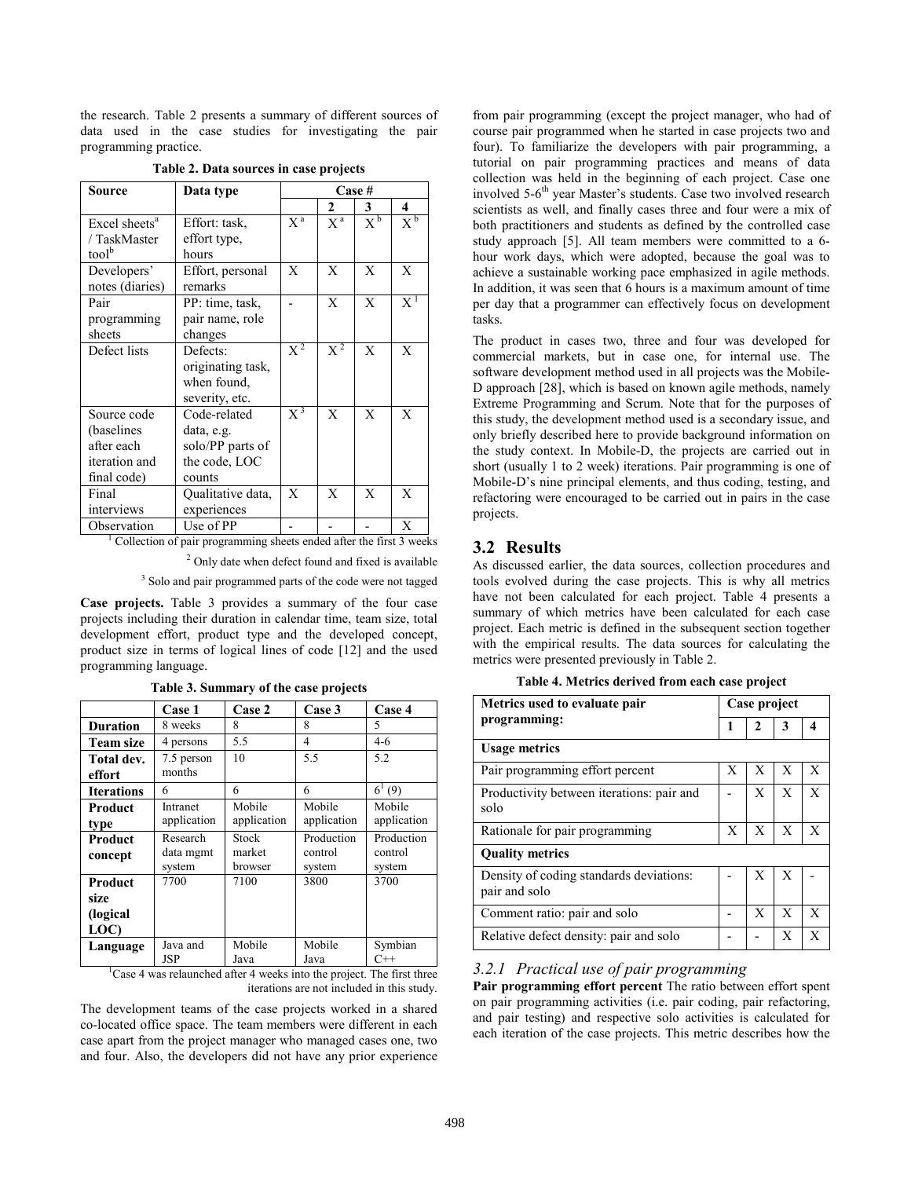the research. Table 2 presents a summary of different sources of data used in the case studies for investigating the pair programming practice.

**Table 2. Data sources in case projects**

| Source | Data type | Case # | | | |
|---|---|---|---|---|---|
| | | | 2 | 3 | 4 |
| Excel sheets[a] / TaskMaster tool[b] | Effort: task, effort type, hours | X[a] | X[a] | X[b] | X[b] |
| Developers' notes (diaries) | Effort, personal remarks | X | X | X | X |
| Pair programming sheets | PP: time, task, pair name, role changes | - | X | X | X[1] |
| Defect lists | Defects: originating task, when found, severity, etc. | X[2] | X[2] | X | X |
| Source code (baselines after each iteration and final code) | Code-related data, e.g. solo/PP parts of the code, LOC counts | X[3] | X | X | X |
| Final interviews | Qualitative data, experiences | X | X | X | X |
| Observation | Use of PP | - | - | - | X |

[1] Collection of pair programming sheets ended after the first 3 weeks

[2] Only date when defect found and fixed is available

[3] Solo and pair programmed parts of the code were not tagged

**Case projects.** Table 3 provides a summary of the four case projects including their duration in calendar time, team size, total development effort, product type and the developed concept, product size in terms of logical lines of code [12] and the used programming language.

**Table 3. Summary of the case projects**

| | Case 1 | Case 2 | Case 3 | Case 4 |
|---|---|---|---|---|
| **Duration** | 8 weeks | 8 | 8 | 5 |
| **Team size** | 4 persons | 5.5 | 4 | 4-6 |
| **Total dev. effort** | 7.5 person months | 10 | 5.5 | 5.2 |
| **Iterations** | 6 | 6 | 6 | 6[1] (9) |
| **Product type** | Intranet application | Mobile application | Mobile application | Mobile application |
| **Product concept** | Research data mgmt system | Stock market browser | Production control system | Production control system |
| **Product size (logical LOC)** | 7700 | 7100 | 3800 | 3700 |
| **Language** | Java and JSP | Mobile Java | Mobile Java | Symbian C++ |

[1] Case 4 was relaunched after 4 weeks into the project. The first three iterations are not included in this study.

The development teams of the case projects worked in a shared co-located office space. The team members were different in each case apart from the project manager who managed cases one, two and four. Also, the developers did not have any prior experience from pair programming (except the project manager, who had of course pair programmed when he started in case projects two and four). To familiarize the developers with pair programming, a tutorial on pair programming practices and means of data collection was held in the beginning of each project. Case one involved 5-6th year Master's students. Case two involved research scientists as well, and finally cases three and four were a mix of both practitioners and students as defined by the controlled case study approach [5]. All team members were committed to a 6-hour work days, which were adopted, because the goal was to achieve a sustainable working pace emphasized in agile methods. In addition, it was seen that 6 hours is a maximum amount of time per day that a programmer can effectively focus on development tasks.

The product in cases two, three and four was developed for commercial markets, but in case one, for internal use. The software development method used in all projects was the Mobile-D approach [28], which is based on known agile methods, namely Extreme Programming and Scrum. Note that for the purposes of this study, the development method used is a secondary issue, and only briefly described here to provide background information on the study context. In Mobile-D, the projects are carried out in short (usually 1 to 2 week) iterations. Pair programming is one of Mobile-D's nine principal elements, and thus coding, testing, and refactoring were encouraged to be carried out in pairs in the case projects.

## 3.2 Results

As discussed earlier, the data sources, collection procedures and tools evolved during the case projects. This is why all metrics have not been calculated for each project. Table 4 presents a summary of which metrics have been calculated for each case project. Each metric is defined in the subsequent section together with the empirical results. The data sources for calculating the metrics were presented previously in Table 2.

**Table 4. Metrics derived from each case project**

| Metrics used to evaluate pair programming: | Case project | | | |
|---|---|---|---|---|
| | 1 | 2 | 3 | 4 |
| **Usage metrics** | | | | |
| Pair programming effort percent | X | X | X | X |
| Productivity between iterations: pair and solo | - | X | X | X |
| Rationale for pair programming | X | X | X | X |
| **Quality metrics** | | | | |
| Density of coding standards deviations: pair and solo | - | X | X | - |
| Comment ratio: pair and solo | - | X | X | X |
| Relative defect density: pair and solo | - | - | X | X |

### *3.2.1 Practical use of pair programming*

**Pair programming effort percent** The ratio between effort spent on pair programming activities (i.e. pair coding, pair refactoring, and pair testing) and respective solo activities is calculated for each iteration of the case projects. This metric describes how the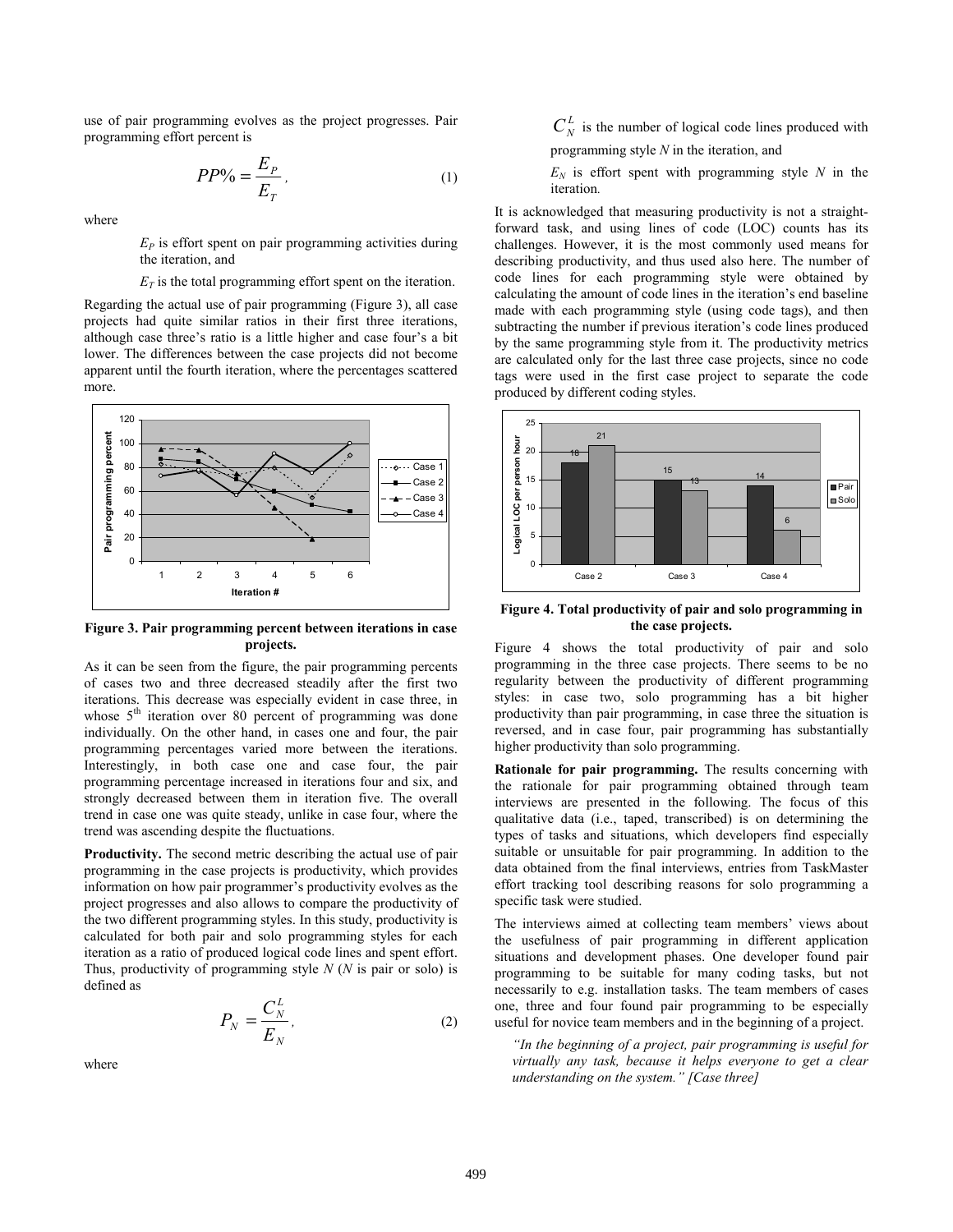use of pair programming evolves as the project progresses. Pair programming effort percent is

$$PP\% = \frac{E_P}{E_T}, \tag{1}$$

where

$E_P$ is effort spent on pair programming activities during the iteration, and

$E_T$ is the total programming effort spent on the iteration.

Regarding the actual use of pair programming (Figure 3), all case projects had quite similar ratios in their first three iterations, although case three's ratio is a little higher and case four's a bit lower. The differences between the case projects did not become apparent until the fourth iteration, where the percentages scattered more.

**Figure 3. Pair programming percent between iterations in case projects.**

As it can be seen from the figure, the pair programming percents of cases two and three decreased steadily after the first two iterations. This decrease was especially evident in case three, in whose 5th iteration over 80 percent of programming was done individually. On the other hand, in cases one and four, the pair programming percentages varied more between the iterations. Interestingly, in both case one and case four, the pair programming percentage increased in iterations four and six, and strongly decreased between them in iteration five. The overall trend in case one was quite steady, unlike in case four, where the trend was ascending despite the fluctuations.

**Productivity.** The second metric describing the actual use of pair programming in the case projects is productivity, which provides information on how pair programmer's productivity evolves as the project progresses and also allows to compare the productivity of the two different programming styles. In this study, productivity is calculated for both pair and solo programming styles for each iteration as a ratio of produced logical code lines and spent effort. Thus, productivity of programming style $N$ ($N$ is pair or solo) is defined as

$$P_N = \frac{C_N^L}{E_N}, \tag{2}$$

where

$C_N^L$ is the number of logical code lines produced with programming style $N$ in the iteration, and

$E_N$ is effort spent with programming style $N$ in the iteration.

It is acknowledged that measuring productivity is not a straight-forward task, and using lines of code (LOC) counts has its challenges. However, it is the most commonly used means for describing productivity, and thus used also here. The number of code lines for each programming style were obtained by calculating the amount of code lines in the iteration's end baseline made with each programming style (using code tags), and then subtracting the number if previous iteration's code lines produced by the same programming style from it. The productivity metrics are calculated only for the last three case projects, since no code tags were used in the first case project to separate the code produced by different coding styles.

**Figure 4. Total productivity of pair and solo programming in the case projects.**

Figure 4 shows the total productivity of pair and solo programming in the three case projects. There seems to be no regularity between the productivity of different programming styles: in case two, solo programming has a bit higher productivity than pair programming, in case three the situation is reversed, and in case four, pair programming has substantially higher productivity than solo programming.

**Rationale for pair programming.** The results concerning with the rationale for pair programming obtained through team interviews are presented in the following. The focus of this qualitative data (i.e., taped, transcribed) is on determining the types of tasks and situations, which developers find especially suitable or unsuitable for pair programming. In addition to the data obtained from the final interviews, entries from TaskMaster effort tracking tool describing reasons for solo programming a specific task were studied.

The interviews aimed at collecting team members' views about the usefulness of pair programming in different application situations and development phases. One developer found pair programming to be suitable for many coding tasks, but not necessarily to e.g. installation tasks. The team members of cases one, three and four found pair programming to be especially useful for novice team members and in the beginning of a project.

*"In the beginning of a project, pair programming is useful for virtually any task, because it helps everyone to get a clear understanding on the system." [Case three]*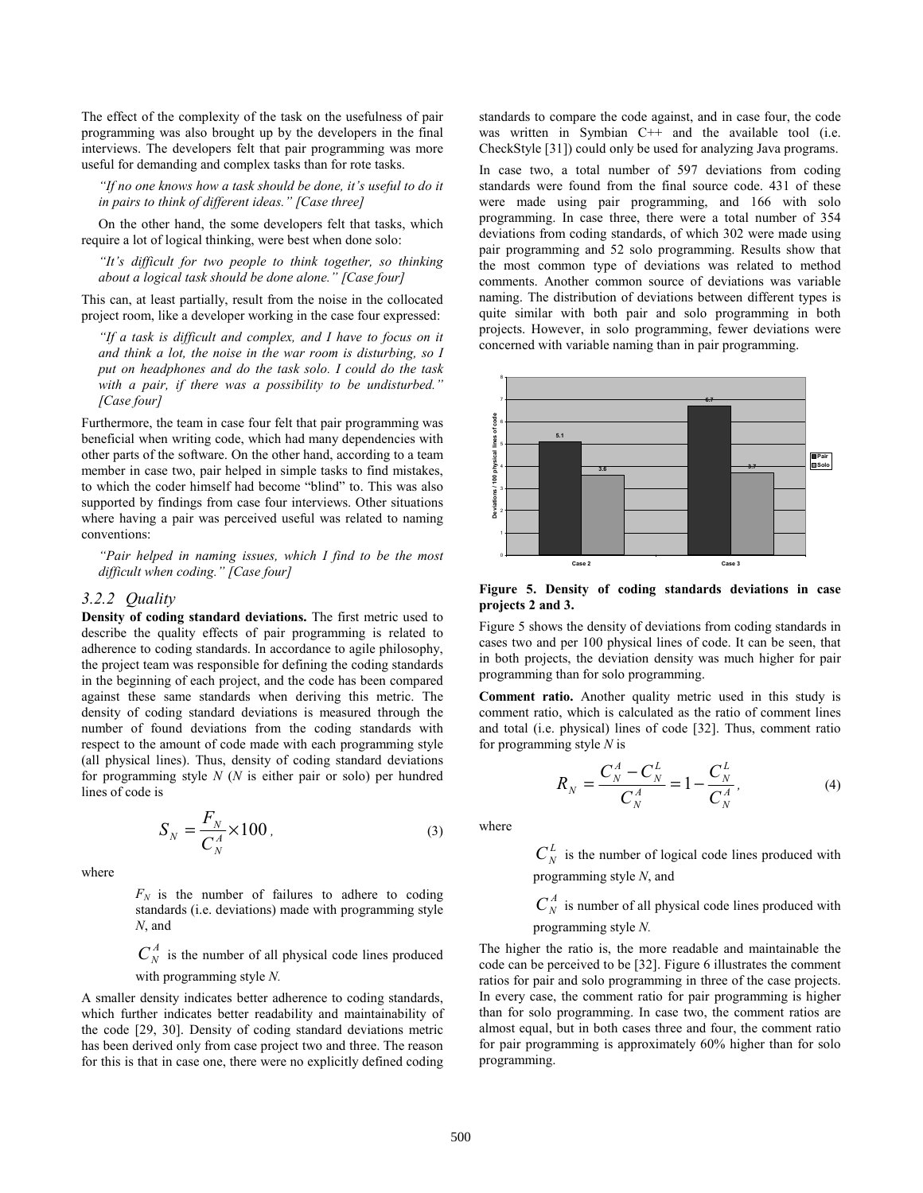The effect of the complexity of the task on the usefulness of pair programming was also brought up by the developers in the final interviews. The developers felt that pair programming was more useful for demanding and complex tasks than for rote tasks.

*"If no one knows how a task should be done, it's useful to do it in pairs to think of different ideas." [Case three]*

On the other hand, the some developers felt that tasks, which require a lot of logical thinking, were best when done solo:

*"It's difficult for two people to think together, so thinking about a logical task should be done alone." [Case four]*

This can, at least partially, result from the noise in the collocated project room, like a developer working in the case four expressed:

*"If a task is difficult and complex, and I have to focus on it and think a lot, the noise in the war room is disturbing, so I put on headphones and do the task solo. I could do the task with a pair, if there was a possibility to be undisturbed." [Case four]*

Furthermore, the team in case four felt that pair programming was beneficial when writing code, which had many dependencies with other parts of the software. On the other hand, according to a team member in case two, pair helped in simple tasks to find mistakes, to which the coder himself had become "blind" to. This was also supported by findings from case four interviews. Other situations where having a pair was perceived useful was related to naming conventions:

*"Pair helped in naming issues, which I find to be the most difficult when coding." [Case four]*

### 3.2.2 Quality

**Density of coding standard deviations.** The first metric used to describe the quality effects of pair programming is related to adherence to coding standards. In accordance to agile philosophy, the project team was responsible for defining the coding standards in the beginning of each project, and the code has been compared against these same standards when deriving this metric. The density of coding standard deviations is measured through the number of found deviations from the coding standards with respect to the amount of code made with each programming style (all physical lines). Thus, density of coding standard deviations for programming style *N* (*N* is either pair or solo) per hundred lines of code is

$$S_N = \frac{F_N}{C_N^A} \times 100 \, , \tag{3}$$

where

$F_N$ is the number of failures to adhere to coding standards (i.e. deviations) made with programming style *N*, and

$C_N^A$ is the number of all physical code lines produced with programming style *N.*

A smaller density indicates better adherence to coding standards, which further indicates better readability and maintainability of the code [29, 30]. Density of coding standard deviations metric has been derived only from case project two and three. The reason for this is that in case one, there were no explicitly defined coding standards to compare the code against, and in case four, the code was written in Symbian C++ and the available tool (i.e. CheckStyle [31]) could only be used for analyzing Java programs.

In case two, a total number of 597 deviations from coding standards were found from the final source code. 431 of these were made using pair programming, and 166 with solo programming. In case three, there were a total number of 354 deviations from coding standards, of which 302 were made using pair programming and 52 solo programming. Results show that the most common type of deviations was related to method comments. Another common source of deviations was variable naming. The distribution of deviations between different types is quite similar with both pair and solo programming in both projects. However, in solo programming, fewer deviations were concerned with variable naming than in pair programming.

| Deviations / 100 physical lines of code | Pair | Solo |
|---|---|---|
| Case 2 | 5.1 | 3.6 |
| Case 3 | 6.7 | 3.7 |

**Figure 5. Density of coding standards deviations in case projects 2 and 3.**

Figure 5 shows the density of deviations from coding standards in cases two and per 100 physical lines of code. It can be seen, that in both projects, the deviation density was much higher for pair programming than for solo programming.

**Comment ratio.** Another quality metric used in this study is comment ratio, which is calculated as the ratio of comment lines and total (i.e. physical) lines of code [32]. Thus, comment ratio for programming style *N* is

$$R_N = \frac{C_N^A - C_N^L}{C_N^A} = 1 - \frac{C_N^L}{C_N^A} \, , \tag{4}$$

where

$C_N^L$ is the number of logical code lines produced with programming style *N*, and

$C_N^A$ is number of all physical code lines produced with programming style *N.*

The higher the ratio is, the more readable and maintainable the code can be perceived to be [32]. Figure 6 illustrates the comment ratios for pair and solo programming in three of the case projects. In every case, the comment ratio for pair programming is higher than for solo programming. In case two, the comment ratios are almost equal, but in both cases three and four, the comment ratio for pair programming is approximately 60% higher than for solo programming.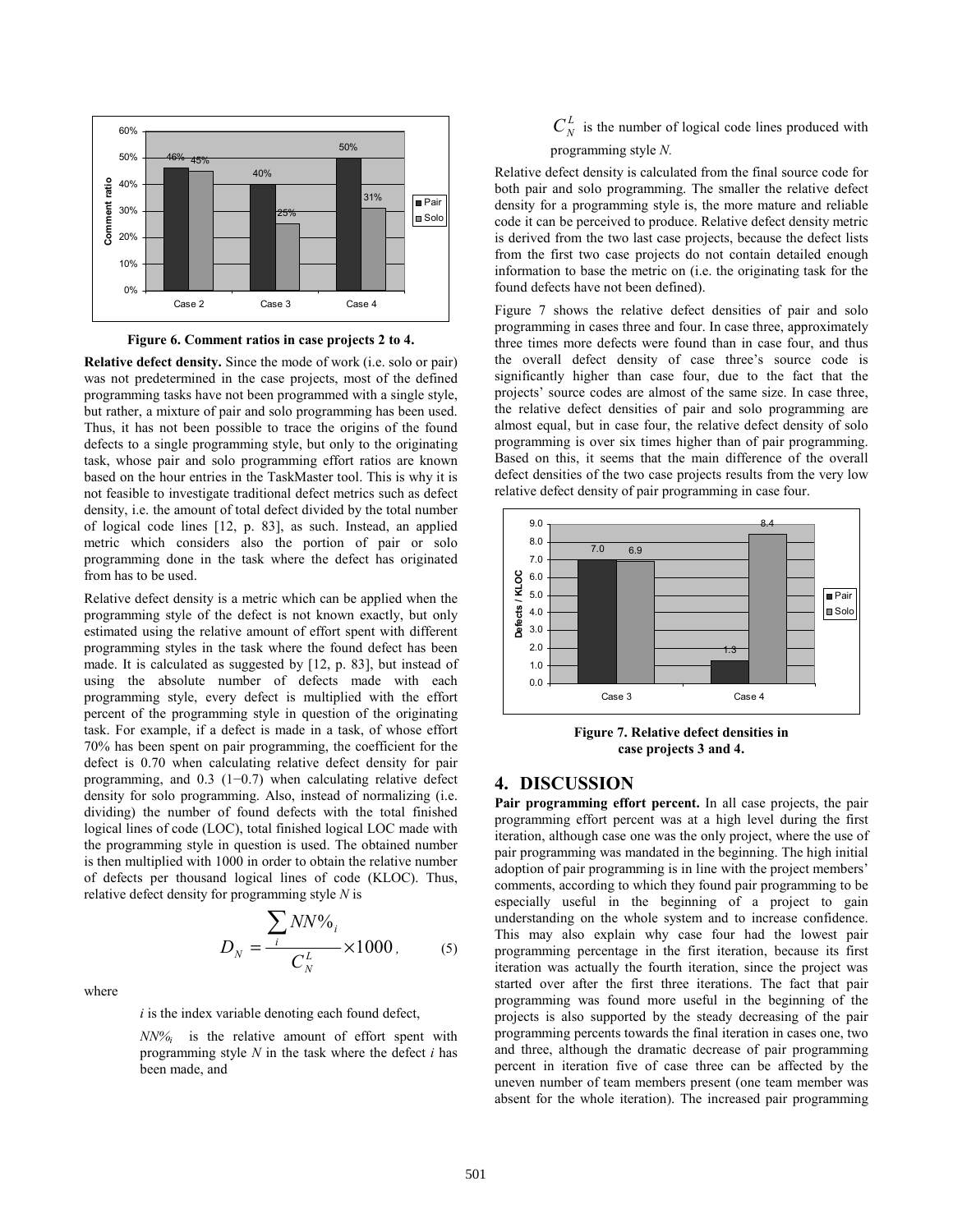Figure 6. Comment ratios in case projects 2 to 4.

**Relative defect density.** Since the mode of work (i.e. solo or pair) was not predetermined in the case projects, most of the defined programming tasks have not been programmed with a single style, but rather, a mixture of pair and solo programming has been used. Thus, it has not been possible to trace the origins of the found defects to a single programming style, but only to the originating task, whose pair and solo programming effort ratios are known based on the hour entries in the TaskMaster tool. This is why it is not feasible to investigate traditional defect metrics such as defect density, i.e. the amount of total defect divided by the total number of logical code lines [12, p. 83], as such. Instead, an applied metric which considers also the portion of pair or solo programming done in the task where the defect has originated from has to be used.

Relative defect density is a metric which can be applied when the programming style of the defect is not known exactly, but only estimated using the relative amount of effort spent with different programming styles in the task where the found defect has been made. It is calculated as suggested by [12, p. 83], but instead of using the absolute number of defects made with each programming style, every defect is multiplied with the effort percent of the programming style in question of the originating task. For example, if a defect is made in a task, of whose effort 70% has been spent on pair programming, the coefficient for the defect is 0.70 when calculating relative defect density for pair programming, and 0.3 (1−0.7) when calculating relative defect density for solo programming. Also, instead of normalizing (i.e. dividing) the number of found defects with the total finished logical lines of code (LOC), total finished logical LOC made with the programming style in question is used. The obtained number is then multiplied with 1000 in order to obtain the relative number of defects per thousand logical lines of code (KLOC). Thus, relative defect density for programming style *N* is

$$D_N = \frac{\sum_i NN\%_i}{C_N^L} \times 1000, \qquad (5)$$

where

*i* is the index variable denoting each found defect,

$NN\%_i$ is the relative amount of effort spent with programming style *N* in the task where the defect *i* has been made, and

$C_N^L$ is the number of logical code lines produced with programming style *N.*

Relative defect density is calculated from the final source code for both pair and solo programming. The smaller the relative defect density for a programming style is, the more mature and reliable code it can be perceived to produce. Relative defect density metric is derived from the two last case projects, because the defect lists from the first two case projects do not contain detailed enough information to base the metric on (i.e. the originating task for the found defects have not been defined).

Figure 7 shows the relative defect densities of pair and solo programming in cases three and four. In case three, approximately three times more defects were found than in case four, and thus the overall defect density of case three's source code is significantly higher than case four, due to the fact that the projects' source codes are almost of the same size. In case three, the relative defect densities of pair and solo programming are almost equal, but in case four, the relative defect density of solo programming is over six times higher than of pair programming. Based on this, it seems that the main difference of the overall defect densities of the two case projects results from the very low relative defect density of pair programming in case four.

Figure 7. Relative defect densities in case projects 3 and 4.

## 4. DISCUSSION

**Pair programming effort percent.** In all case projects, the pair programming effort percent was at a high level during the first iteration, although case one was the only project, where the use of pair programming was mandated in the beginning. The high initial adoption of pair programming is in line with the project members' comments, according to which they found pair programming to be especially useful in the beginning of a project to gain understanding on the whole system and to increase confidence. This may also explain why case four had the lowest pair programming percentage in the first iteration, because its first iteration was actually the fourth iteration, since the project was started over after the first three iterations. The fact that pair programming was found more useful in the beginning of the projects is also supported by the steady decreasing of the pair programming percents towards the final iteration in cases one, two and three, although the dramatic decrease of pair programming percent in iteration five of case three can be affected by the uneven number of team members present (one team member was absent for the whole iteration). The increased pair programming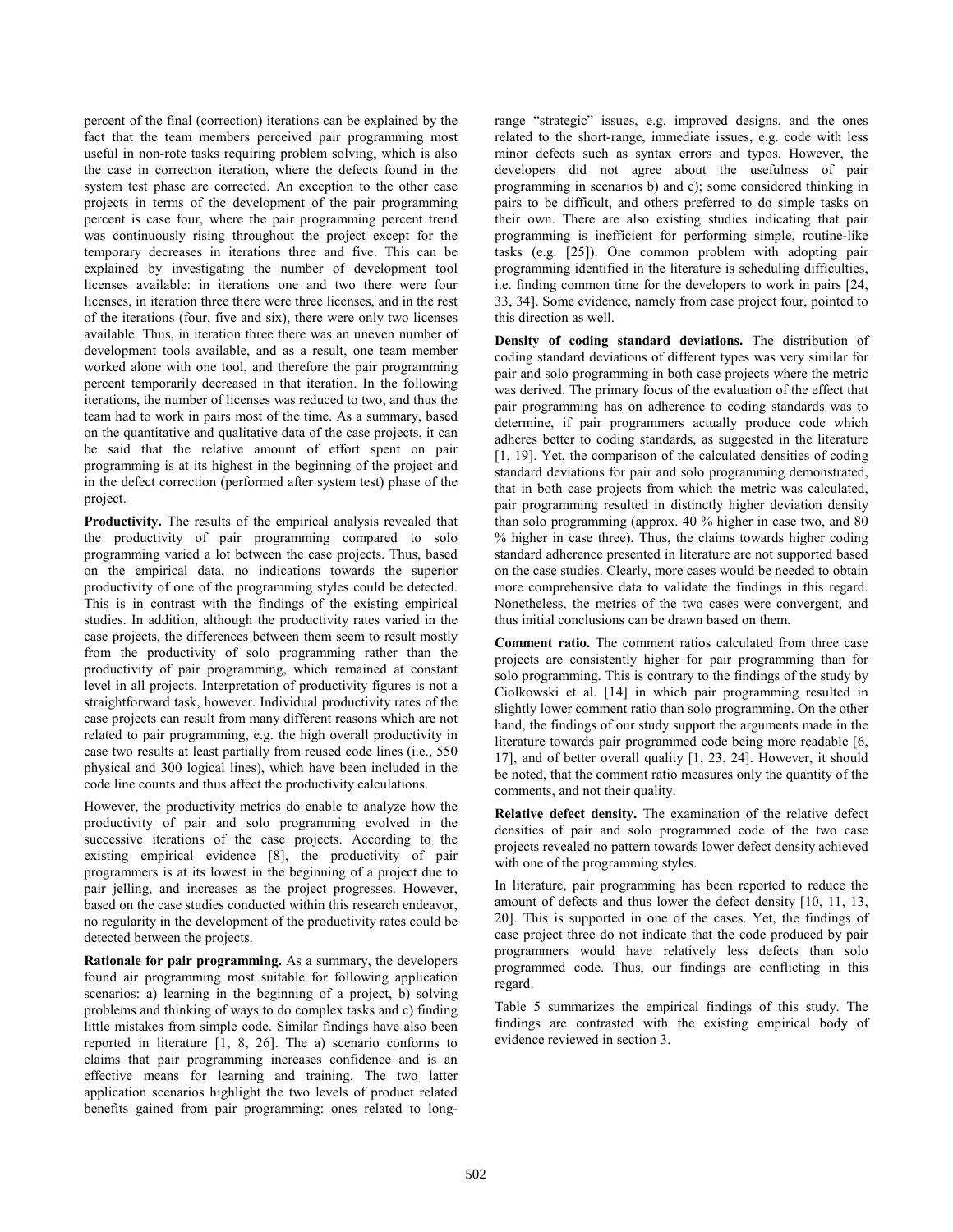percent of the final (correction) iterations can be explained by the fact that the team members perceived pair programming most useful in non-rote tasks requiring problem solving, which is also the case in correction iteration, where the defects found in the system test phase are corrected. An exception to the other case projects in terms of the development of the pair programming percent is case four, where the pair programming percent trend was continuously rising throughout the project except for the temporary decreases in iterations three and five. This can be explained by investigating the number of development tool licenses available: in iterations one and two there were four licenses, in iteration three there were three licenses, and in the rest of the iterations (four, five and six), there were only two licenses available. Thus, in iteration three there was an uneven number of development tools available, and as a result, one team member worked alone with one tool, and therefore the pair programming percent temporarily decreased in that iteration. In the following iterations, the number of licenses was reduced to two, and thus the team had to work in pairs most of the time. As a summary, based on the quantitative and qualitative data of the case projects, it can be said that the relative amount of effort spent on pair programming is at its highest in the beginning of the project and in the defect correction (performed after system test) phase of the project.

**Productivity.** The results of the empirical analysis revealed that the productivity of pair programming compared to solo programming varied a lot between the case projects. Thus, based on the empirical data, no indications towards the superior productivity of one of the programming styles could be detected. This is in contrast with the findings of the existing empirical studies. In addition, although the productivity rates varied in the case projects, the differences between them seem to result mostly from the productivity of solo programming rather than the productivity of pair programming, which remained at constant level in all projects. Interpretation of productivity figures is not a straightforward task, however. Individual productivity rates of the case projects can result from many different reasons which are not related to pair programming, e.g. the high overall productivity in case two results at least partially from reused code lines (i.e., 550 physical and 300 logical lines), which have been included in the code line counts and thus affect the productivity calculations.

However, the productivity metrics do enable to analyze how the productivity of pair and solo programming evolved in the successive iterations of the case projects. According to the existing empirical evidence [8], the productivity of pair programmers is at its lowest in the beginning of a project due to pair jelling, and increases as the project progresses. However, based on the case studies conducted within this research endeavor, no regularity in the development of the productivity rates could be detected between the projects.

**Rationale for pair programming.** As a summary, the developers found air programming most suitable for following application scenarios: a) learning in the beginning of a project, b) solving problems and thinking of ways to do complex tasks and c) finding little mistakes from simple code. Similar findings have also been reported in literature [1, 8, 26]. The a) scenario conforms to claims that pair programming increases confidence and is an effective means for learning and training. The two latter application scenarios highlight the two levels of product related benefits gained from pair programming: ones related to long-range "strategic" issues, e.g. improved designs, and the ones related to the short-range, immediate issues, e.g. code with less minor defects such as syntax errors and typos. However, the developers did not agree about the usefulness of pair programming in scenarios b) and c); some considered thinking in pairs to be difficult, and others preferred to do simple tasks on their own. There are also existing studies indicating that pair programming is inefficient for performing simple, routine-like tasks (e.g. [25]). One common problem with adopting pair programming identified in the literature is scheduling difficulties, i.e. finding common time for the developers to work in pairs [24, 33, 34]. Some evidence, namely from case project four, pointed to this direction as well.

**Density of coding standard deviations.** The distribution of coding standard deviations of different types was very similar for pair and solo programming in both case projects where the metric was derived. The primary focus of the evaluation of the effect that pair programming has on adherence to coding standards was to determine, if pair programmers actually produce code which adheres better to coding standards, as suggested in the literature [1, 19]. Yet, the comparison of the calculated densities of coding standard deviations for pair and solo programming demonstrated, that in both case projects from which the metric was calculated, pair programming resulted in distinctly higher deviation density than solo programming (approx. 40 % higher in case two, and 80 % higher in case three). Thus, the claims towards higher coding standard adherence presented in literature are not supported based on the case studies. Clearly, more cases would be needed to obtain more comprehensive data to validate the findings in this regard. Nonetheless, the metrics of the two cases were convergent, and thus initial conclusions can be drawn based on them.

**Comment ratio.** The comment ratios calculated from three case projects are consistently higher for pair programming than for solo programming. This is contrary to the findings of the study by Ciolkowski et al. [14] in which pair programming resulted in slightly lower comment ratio than solo programming. On the other hand, the findings of our study support the arguments made in the literature towards pair programmed code being more readable [6, 17], and of better overall quality [1, 23, 24]. However, it should be noted, that the comment ratio measures only the quantity of the comments, and not their quality.

**Relative defect density.** The examination of the relative defect densities of pair and solo programmed code of the two case projects revealed no pattern towards lower defect density achieved with one of the programming styles.

In literature, pair programming has been reported to reduce the amount of defects and thus lower the defect density [10, 11, 13, 20]. This is supported in one of the cases. Yet, the findings of case project three do not indicate that the code produced by pair programmers would have relatively less defects than solo programmed code. Thus, our findings are conflicting in this regard.

Table 5 summarizes the empirical findings of this study. The findings are contrasted with the existing empirical body of evidence reviewed in section 3.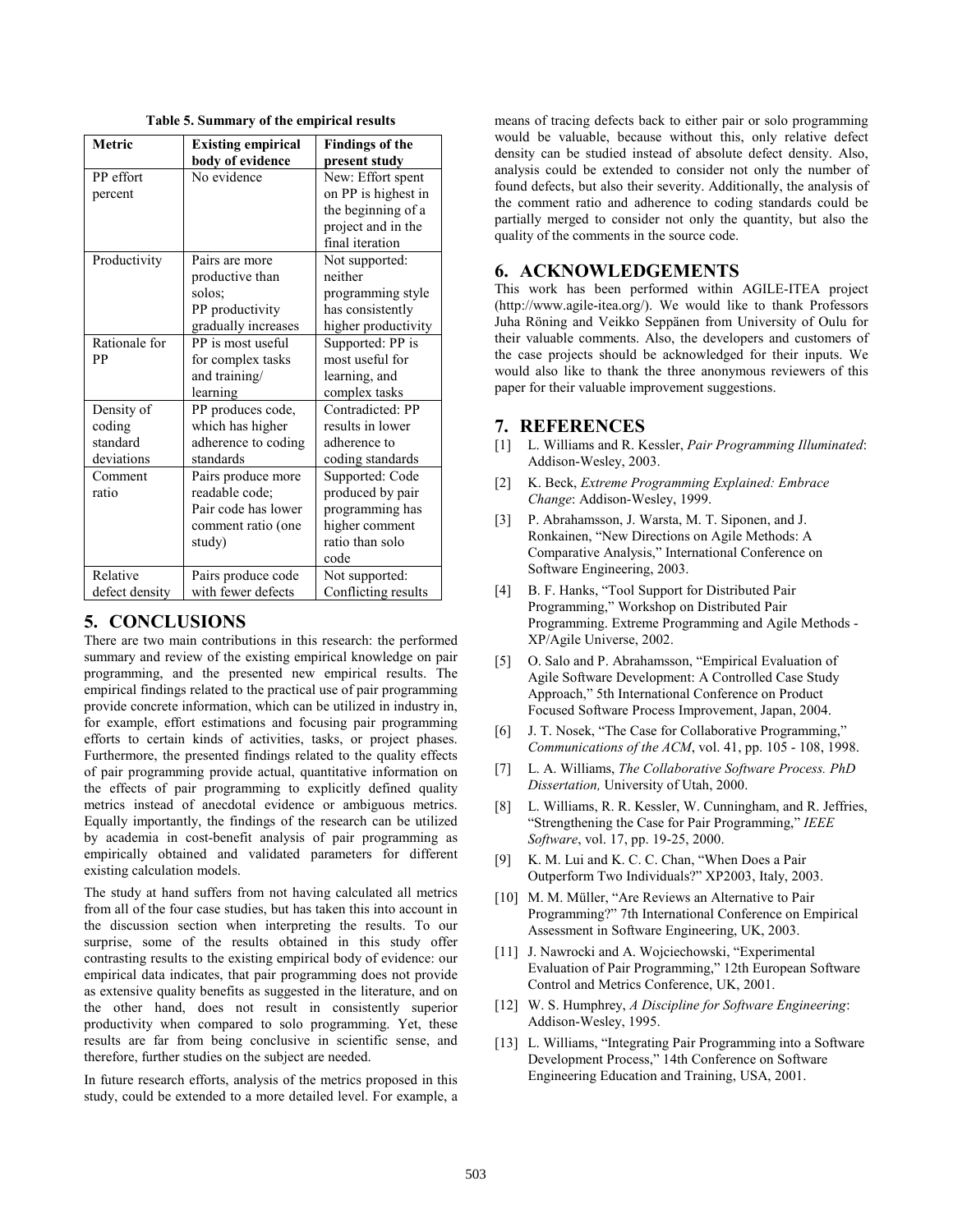**Table 5. Summary of the empirical results**

| Metric | Existing empirical body of evidence | Findings of the present study |
|---|---|---|
| PP effort percent | No evidence | New: Effort spent on PP is highest in the beginning of a project and in the final iteration |
| Productivity | Pairs are more productive than solos; PP productivity gradually increases | Not supported: neither programming style has consistently higher productivity |
| Rationale for PP | PP is most useful for complex tasks and training/ learning | Supported: PP is most useful for learning, and complex tasks |
| Density of coding standard deviations | PP produces code, which has higher adherence to coding standards | Contradicted: PP results in lower adherence to coding standards |
| Comment ratio | Pairs produce more readable code; Pair code has lower comment ratio (one study) | Supported: Code produced by pair programming has higher comment ratio than solo code |
| Relative defect density | Pairs produce code with fewer defects | Not supported: Conflicting results |

## 5. CONCLUSIONS

There are two main contributions in this research: the performed summary and review of the existing empirical knowledge on pair programming, and the presented new empirical results. The empirical findings related to the practical use of pair programming provide concrete information, which can be utilized in industry in, for example, effort estimations and focusing pair programming efforts to certain kinds of activities, tasks, or project phases. Furthermore, the presented findings related to the quality effects of pair programming provide actual, quantitative information on the effects of pair programming to explicitly defined quality metrics instead of anecdotal evidence or ambiguous metrics. Equally importantly, the findings of the research can be utilized by academia in cost-benefit analysis of pair programming as empirically obtained and validated parameters for different existing calculation models.

The study at hand suffers from not having calculated all metrics from all of the four case studies, but has taken this into account in the discussion section when interpreting the results. To our surprise, some of the results obtained in this study offer contrasting results to the existing empirical body of evidence: our empirical data indicates, that pair programming does not provide as extensive quality benefits as suggested in the literature, and on the other hand, does not result in consistently superior productivity when compared to solo programming. Yet, these results are far from being conclusive in scientific sense, and therefore, further studies on the subject are needed.

In future research efforts, analysis of the metrics proposed in this study, could be extended to a more detailed level. For example, a means of tracing defects back to either pair or solo programming would be valuable, because without this, only relative defect density can be studied instead of absolute defect density. Also, analysis could be extended to consider not only the number of found defects, but also their severity. Additionally, the analysis of the comment ratio and adherence to coding standards could be partially merged to consider not only the quantity, but also the quality of the comments in the source code.

## 6. ACKNOWLEDGEMENTS

This work has been performed within AGILE-ITEA project (http://www.agile-itea.org/). We would like to thank Professors Juha Röning and Veikko Seppänen from University of Oulu for their valuable comments. Also, the developers and customers of the case projects should be acknowledged for their inputs. We would also like to thank the three anonymous reviewers of this paper for their valuable improvement suggestions.

## 7. REFERENCES

[1] L. Williams and R. Kessler, *Pair Programming Illuminated*: Addison-Wesley, 2003.

[2] K. Beck, *Extreme Programming Explained: Embrace Change*: Addison-Wesley, 1999.

[3] P. Abrahamsson, J. Warsta, M. T. Siponen, and J. Ronkainen, "New Directions on Agile Methods: A Comparative Analysis," International Conference on Software Engineering, 2003.

[4] B. F. Hanks, "Tool Support for Distributed Pair Programming," Workshop on Distributed Pair Programming. Extreme Programming and Agile Methods - XP/Agile Universe, 2002.

[5] O. Salo and P. Abrahamsson, "Empirical Evaluation of Agile Software Development: A Controlled Case Study Approach," 5th International Conference on Product Focused Software Process Improvement, Japan, 2004.

[6] J. T. Nosek, "The Case for Collaborative Programming," *Communications of the ACM*, vol. 41, pp. 105 - 108, 1998.

[7] L. A. Williams, *The Collaborative Software Process. PhD Dissertation,* University of Utah, 2000.

[8] L. Williams, R. R. Kessler, W. Cunningham, and R. Jeffries, "Strengthening the Case for Pair Programming," *IEEE Software*, vol. 17, pp. 19-25, 2000.

[9] K. M. Lui and K. C. C. Chan, "When Does a Pair Outperform Two Individuals?" XP2003, Italy, 2003.

[10] M. M. Müller, "Are Reviews an Alternative to Pair Programming?" 7th International Conference on Empirical Assessment in Software Engineering, UK, 2003.

[11] J. Nawrocki and A. Wojciechowski, "Experimental Evaluation of Pair Programming," 12th European Software Control and Metrics Conference, UK, 2001.

[12] W. S. Humphrey, *A Discipline for Software Engineering*: Addison-Wesley, 1995.

[13] L. Williams, "Integrating Pair Programming into a Software Development Process," 14th Conference on Software Engineering Education and Training, USA, 2001.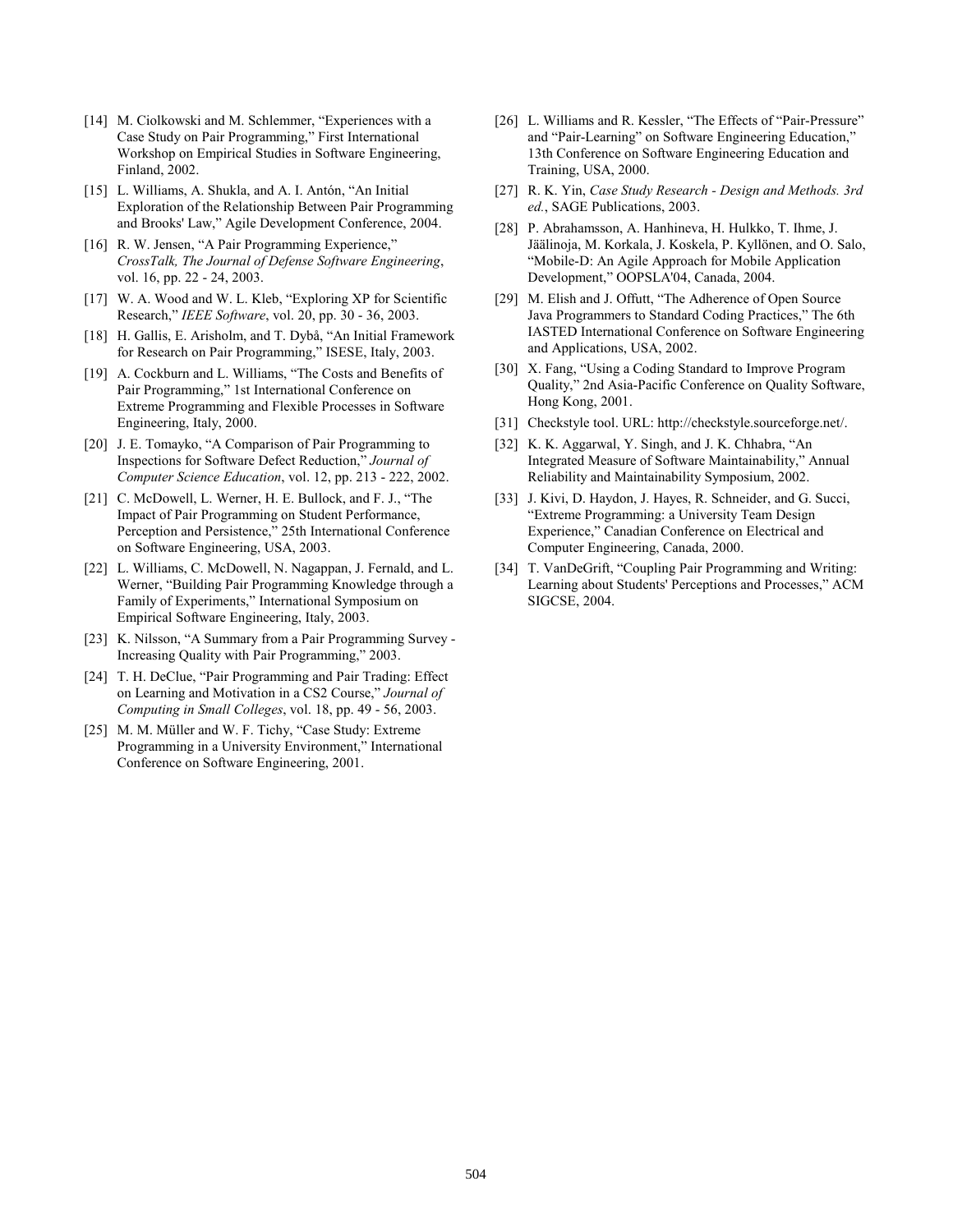[14] M. Ciolkowski and M. Schlemmer, "Experiences with a Case Study on Pair Programming," First International Workshop on Empirical Studies in Software Engineering, Finland, 2002.

[15] L. Williams, A. Shukla, and A. I. Antón, "An Initial Exploration of the Relationship Between Pair Programming and Brooks' Law," Agile Development Conference, 2004.

[16] R. W. Jensen, "A Pair Programming Experience," *CrossTalk, The Journal of Defense Software Engineering*, vol. 16, pp. 22 - 24, 2003.

[17] W. A. Wood and W. L. Kleb, "Exploring XP for Scientific Research," *IEEE Software*, vol. 20, pp. 30 - 36, 2003.

[18] H. Gallis, E. Arisholm, and T. Dybå, "An Initial Framework for Research on Pair Programming," ISESE, Italy, 2003.

[19] A. Cockburn and L. Williams, "The Costs and Benefits of Pair Programming," 1st International Conference on Extreme Programming and Flexible Processes in Software Engineering, Italy, 2000.

[20] J. E. Tomayko, "A Comparison of Pair Programming to Inspections for Software Defect Reduction," *Journal of Computer Science Education*, vol. 12, pp. 213 - 222, 2002.

[21] C. McDowell, L. Werner, H. E. Bullock, and F. J., "The Impact of Pair Programming on Student Performance, Perception and Persistence," 25th International Conference on Software Engineering, USA, 2003.

[22] L. Williams, C. McDowell, N. Nagappan, J. Fernald, and L. Werner, "Building Pair Programming Knowledge through a Family of Experiments," International Symposium on Empirical Software Engineering, Italy, 2003.

[23] K. Nilsson, "A Summary from a Pair Programming Survey - Increasing Quality with Pair Programming," 2003.

[24] T. H. DeClue, "Pair Programming and Pair Trading: Effect on Learning and Motivation in a CS2 Course," *Journal of Computing in Small Colleges*, vol. 18, pp. 49 - 56, 2003.

[25] M. M. Müller and W. F. Tichy, "Case Study: Extreme Programming in a University Environment," International Conference on Software Engineering, 2001.

[26] L. Williams and R. Kessler, "The Effects of "Pair-Pressure" and "Pair-Learning" on Software Engineering Education," 13th Conference on Software Engineering Education and Training, USA, 2000.

[27] R. K. Yin, *Case Study Research - Design and Methods. 3rd ed.*, SAGE Publications, 2003.

[28] P. Abrahamsson, A. Hanhineva, H. Hulkko, T. Ihme, J. Jäälinoja, M. Korkala, J. Koskela, P. Kyllönen, and O. Salo, "Mobile-D: An Agile Approach for Mobile Application Development," OOPSLA'04, Canada, 2004.

[29] M. Elish and J. Offutt, "The Adherence of Open Source Java Programmers to Standard Coding Practices," The 6th IASTED International Conference on Software Engineering and Applications, USA, 2002.

[30] X. Fang, "Using a Coding Standard to Improve Program Quality," 2nd Asia-Pacific Conference on Quality Software, Hong Kong, 2001.

[31] Checkstyle tool. URL: http://checkstyle.sourceforge.net/.

[32] K. K. Aggarwal, Y. Singh, and J. K. Chhabra, "An Integrated Measure of Software Maintainability," Annual Reliability and Maintainability Symposium, 2002.

[33] J. Kivi, D. Haydon, J. Hayes, R. Schneider, and G. Succi, "Extreme Programming: a University Team Design Experience," Canadian Conference on Electrical and Computer Engineering, Canada, 2000.

[34] T. VanDeGrift, "Coupling Pair Programming and Writing: Learning about Students' Perceptions and Processes," ACM SIGCSE, 2004.